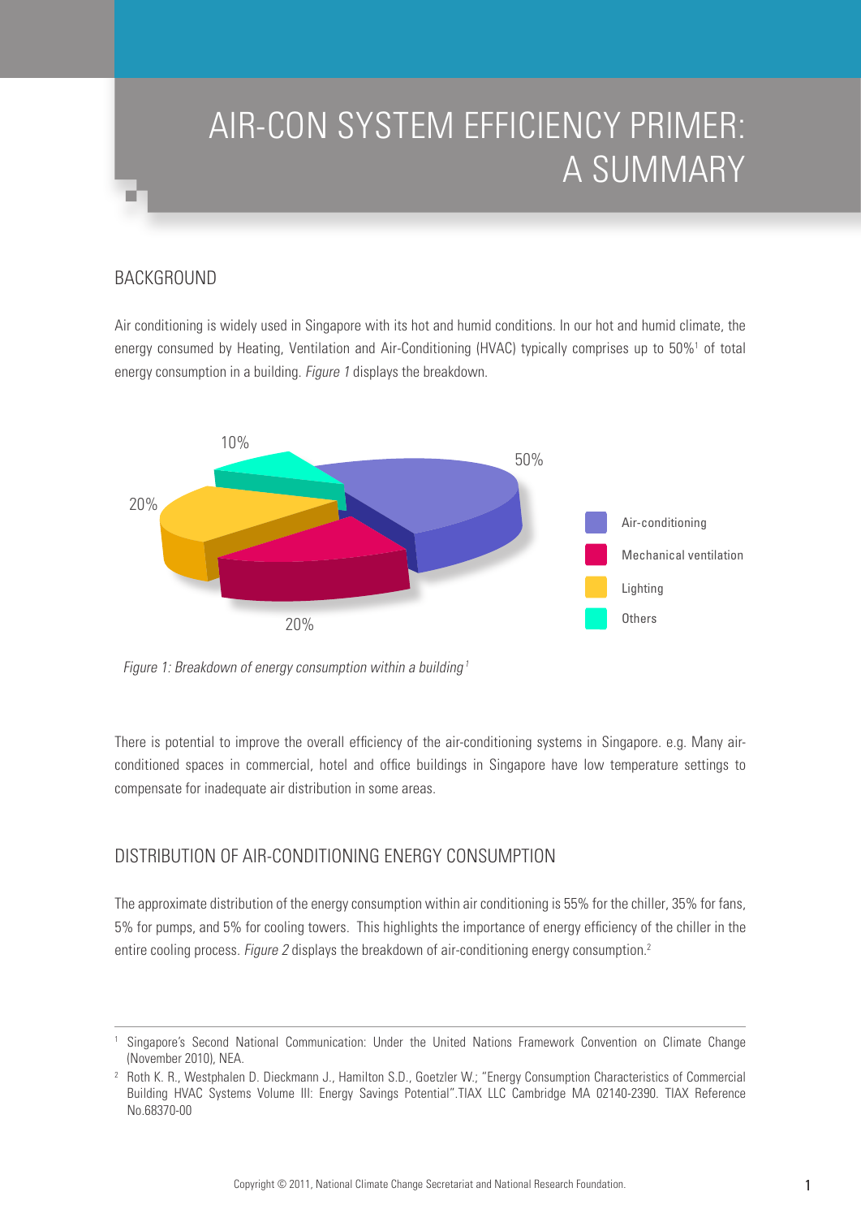# AIR-CON SYSTEM EFFICIENCY PRIMER: A SUMMARY

## BACKGROUND

Air conditioning is widely used in Singapore with its hot and humid conditions. In our hot and humid climate, the energy consumed by Heating, Ventilation and Air-Conditioning (HVAC) typically comprises up to 50%[1] of total energy consumption in a building. *Figure 1* displays the breakdown.

*Figure 1: Breakdown of energy consumption within a building*[1]

There is potential to improve the overall efficiency of the air-conditioning systems in Singapore. e.g. Many air-conditioned spaces in commercial, hotel and office buildings in Singapore have low temperature settings to compensate for inadequate air distribution in some areas.

## DISTRIBUTION OF AIR-CONDITIONING ENERGY CONSUMPTION

The approximate distribution of the energy consumption within air conditioning is 55% for the chiller, 35% for fans, 5% for pumps, and 5% for cooling towers. This highlights the importance of energy efficiency of the chiller in the entire cooling process. *Figure 2* displays the breakdown of air-conditioning energy consumption.[2]

---

[1] Singapore's Second National Communication: Under the United Nations Framework Convention on Climate Change (November 2010), NEA.

[2] Roth K. R., Westphalen D. Dieckmann J., Hamilton S.D., Goetzler W.; "Energy Consumption Characteristics of Commercial Building HVAC Systems Volume III: Energy Savings Potential".TIAX LLC Cambridge MA 02140-2390. TIAX Reference No.68370-00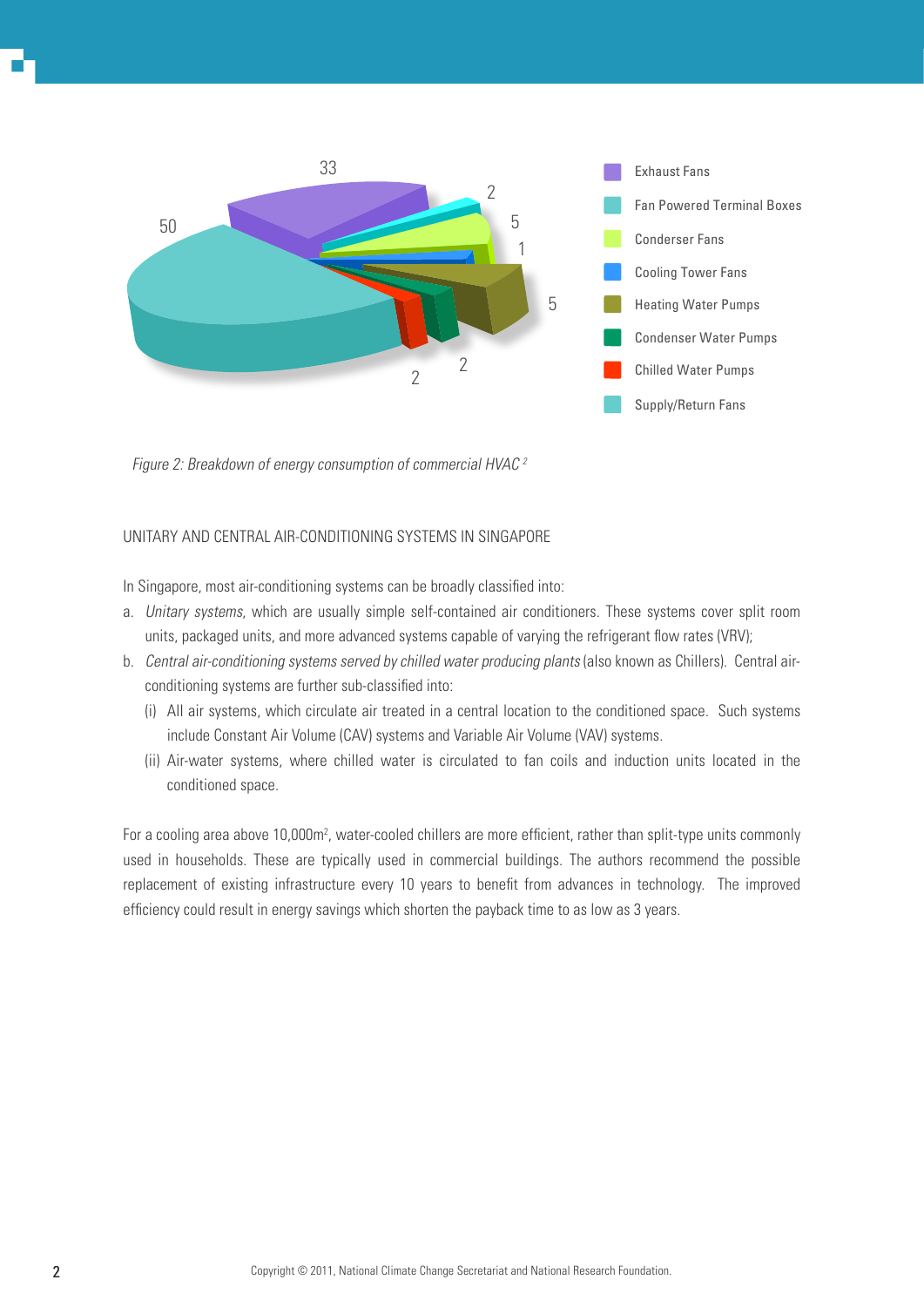Figure 2: Breakdown of energy consumption of commercial HVAC [2]

UNITARY AND CENTRAL AIR-CONDITIONING SYSTEMS IN SINGAPORE

In Singapore, most air-conditioning systems can be broadly classified into:

a. *Unitary systems*, which are usually simple self-contained air conditioners. These systems cover split room units, packaged units, and more advanced systems capable of varying the refrigerant flow rates (VRV);
b. *Central air-conditioning systems served by chilled water producing plants* (also known as Chillers). Central air-conditioning systems are further sub-classified into:
   (i) All air systems, which circulate air treated in a central location to the conditioned space. Such systems include Constant Air Volume (CAV) systems and Variable Air Volume (VAV) systems.
   (ii) Air-water systems, where chilled water is circulated to fan coils and induction units located in the conditioned space.

For a cooling area above 10,000m², water-cooled chillers are more efficient, rather than split-type units commonly used in households. These are typically used in commercial buildings. The authors recommend the possible replacement of existing infrastructure every 10 years to benefit from advances in technology. The improved efficiency could result in energy savings which shorten the payback time to as low as 3 years.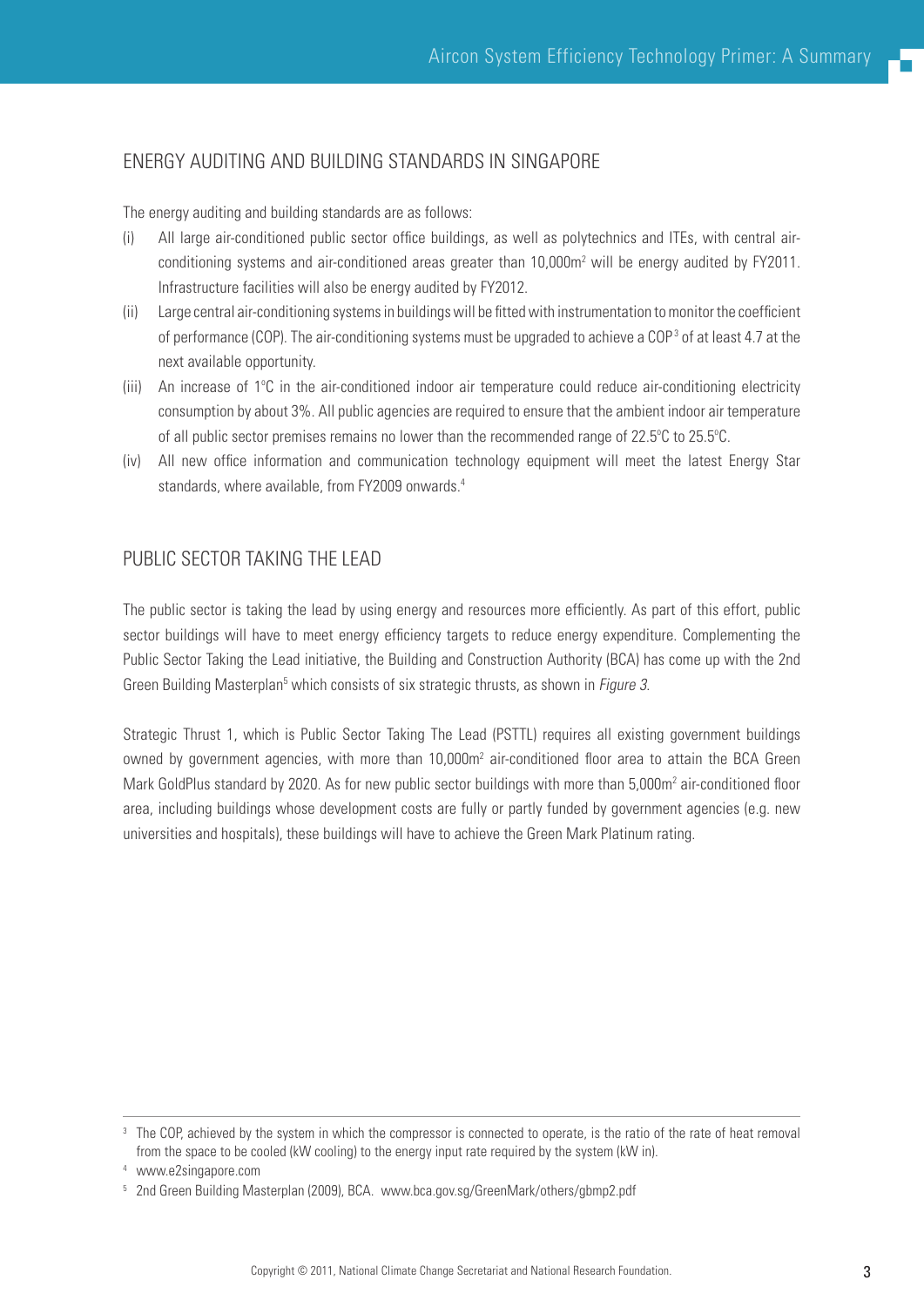## ENERGY AUDITING AND BUILDING STANDARDS IN SINGAPORE

The energy auditing and building standards are as follows:

(i) All large air-conditioned public sector office buildings, as well as polytechnics and ITEs, with central air-conditioning systems and air-conditioned areas greater than 10,000m$^2$ will be energy audited by FY2011. Infrastructure facilities will also be energy audited by FY2012.

(ii) Large central air-conditioning systems in buildings will be fitted with instrumentation to monitor the coefficient of performance (COP). The air-conditioning systems must be upgraded to achieve a COP[3] of at least 4.7 at the next available opportunity.

(iii) An increase of 1°C in the air-conditioned indoor air temperature could reduce air-conditioning electricity consumption by about 3%. All public agencies are required to ensure that the ambient indoor air temperature of all public sector premises remains no lower than the recommended range of 22.5°C to 25.5°C.

(iv) All new office information and communication technology equipment will meet the latest Energy Star standards, where available, from FY2009 onwards.[4]

## PUBLIC SECTOR TAKING THE LEAD

The public sector is taking the lead by using energy and resources more efficiently. As part of this effort, public sector buildings will have to meet energy efficiency targets to reduce energy expenditure. Complementing the Public Sector Taking the Lead initiative, the Building and Construction Authority (BCA) has come up with the 2nd Green Building Masterplan[5] which consists of six strategic thrusts, as shown in *Figure 3*.

Strategic Thrust 1, which is Public Sector Taking The Lead (PSTTL) requires all existing government buildings owned by government agencies, with more than 10,000m$^2$ air-conditioned floor area to attain the BCA Green Mark GoldPlus standard by 2020. As for new public sector buildings with more than 5,000m$^2$ air-conditioned floor area, including buildings whose development costs are fully or partly funded by government agencies (e.g. new universities and hospitals), these buildings will have to achieve the Green Mark Platinum rating.

---

[3] The COP, achieved by the system in which the compressor is connected to operate, is the ratio of the rate of heat removal from the space to be cooled (kW cooling) to the energy input rate required by the system (kW in).

[4] www.e2singapore.com

[5] 2nd Green Building Masterplan (2009), BCA. www.bca.gov.sg/GreenMark/others/gbmp2.pdf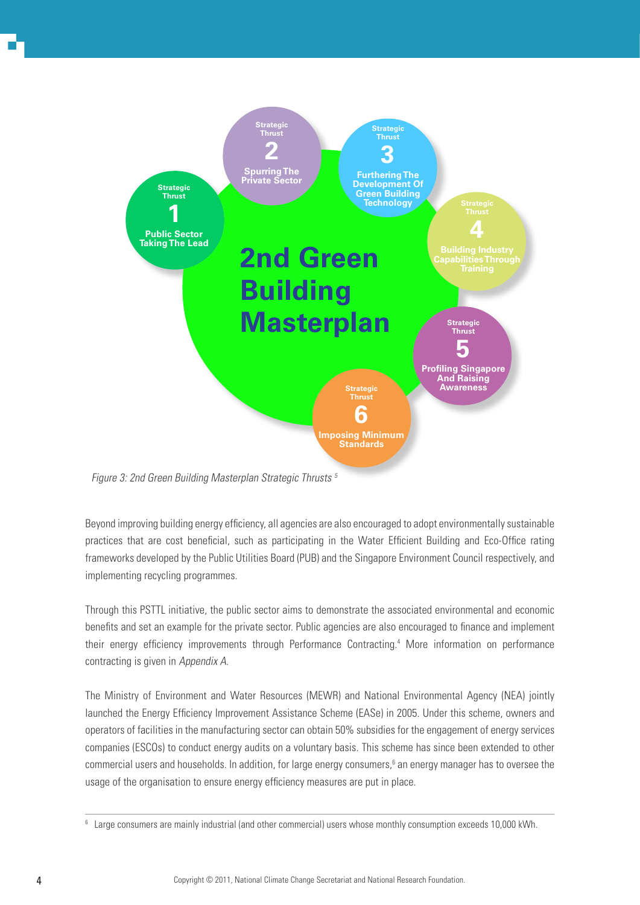**2nd Green Building Masterplan**

- Strategic Thrust 1: Public Sector Taking The Lead
- Strategic Thrust 2: Spurring The Private Sector
- Strategic Thrust 3: Furthering The Development Of Green Building Technology
- Strategic Thrust 4: Building Industry Capabilities Through Training
- Strategic Thrust 5: Profiling Singapore And Raising Awareness
- Strategic Thrust 6: Imposing Minimum Standards

*Figure 3: 2nd Green Building Masterplan Strategic Thrusts* [5]

Beyond improving building energy efficiency, all agencies are also encouraged to adopt environmentally sustainable practices that are cost beneficial, such as participating in the Water Efficient Building and Eco-Office rating frameworks developed by the Public Utilities Board (PUB) and the Singapore Environment Council respectively, and implementing recycling programmes.

Through this PSTTL initiative, the public sector aims to demonstrate the associated environmental and economic benefits and set an example for the private sector. Public agencies are also encouraged to finance and implement their energy efficiency improvements through Performance Contracting.[4] More information on performance contracting is given in *Appendix A*.

The Ministry of Environment and Water Resources (MEWR) and National Environmental Agency (NEA) jointly launched the Energy Efficiency Improvement Assistance Scheme (EASe) in 2005. Under this scheme, owners and operators of facilities in the manufacturing sector can obtain 50% subsidies for the engagement of energy services companies (ESCOs) to conduct energy audits on a voluntary basis. This scheme has since been extended to other commercial users and households. In addition, for large energy consumers,[6] an energy manager has to oversee the usage of the organisation to ensure energy efficiency measures are put in place.

---

[6] Large consumers are mainly industrial (and other commercial) users whose monthly consumption exceeds 10,000 kWh.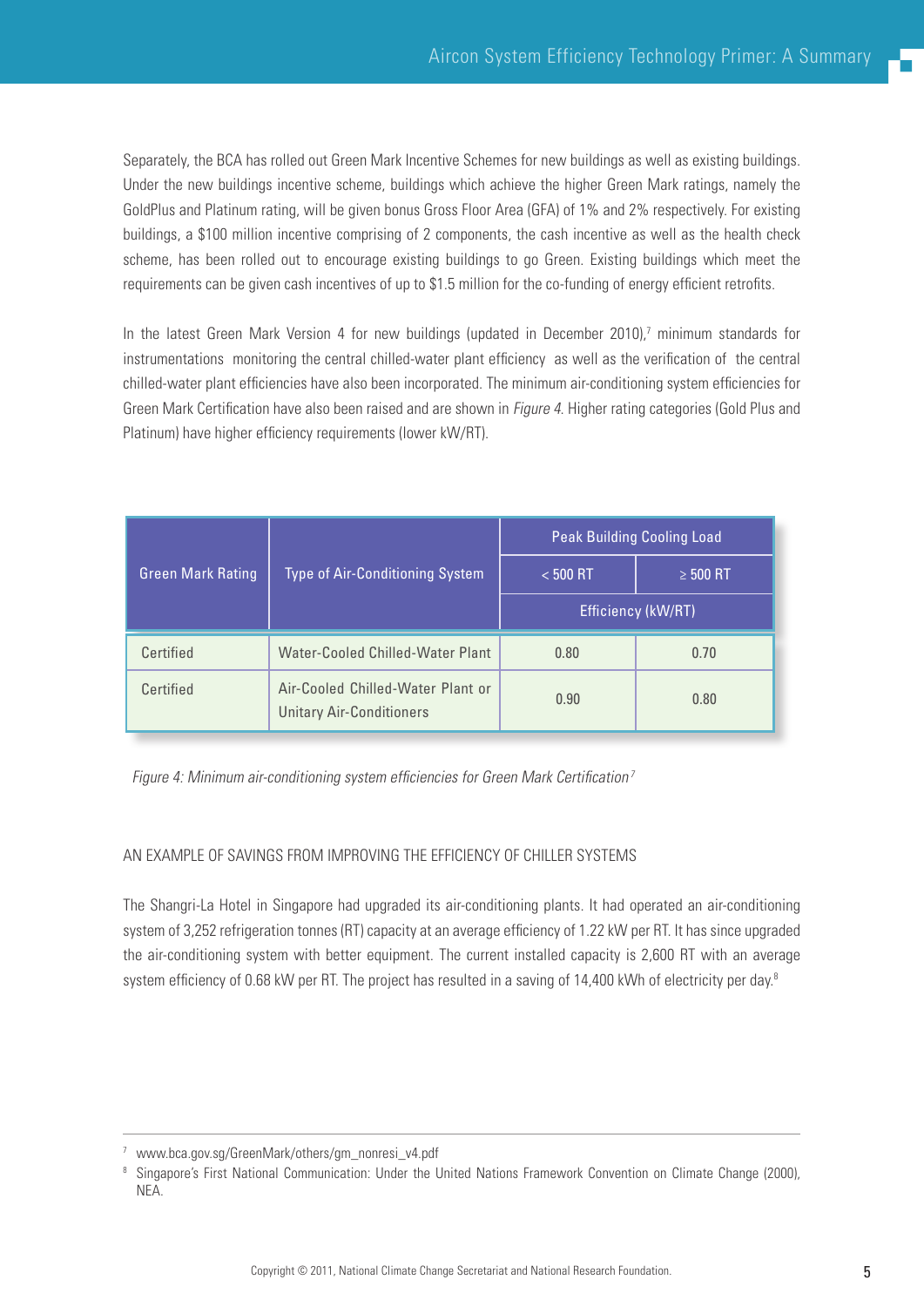Separately, the BCA has rolled out Green Mark Incentive Schemes for new buildings as well as existing buildings. Under the new buildings incentive scheme, buildings which achieve the higher Green Mark ratings, namely the GoldPlus and Platinum rating, will be given bonus Gross Floor Area (GFA) of 1% and 2% respectively. For existing buildings, a $100 million incentive comprising of 2 components, the cash incentive as well as the health check scheme, has been rolled out to encourage existing buildings to go Green. Existing buildings which meet the requirements can be given cash incentives of up to $1.5 million for the co-funding of energy efficient retrofits.

In the latest Green Mark Version 4 for new buildings (updated in December 2010),[7] minimum standards for instrumentations monitoring the central chilled-water plant efficiency as well as the verification of the central chilled-water plant efficiencies have also been incorporated. The minimum air-conditioning system efficiencies for Green Mark Certification have also been raised and are shown in *Figure 4*. Higher rating categories (Gold Plus and Platinum) have higher efficiency requirements (lower kW/RT).

| Green Mark Rating | Type of Air-Conditioning System | Peak Building Cooling Load | |
|---|---|---|---|
| | | < 500 RT | ≥ 500 RT |
| | | Efficiency (kW/RT) | |
| Certified | Water-Cooled Chilled-Water Plant | 0.80 | 0.70 |
| Certified | Air-Cooled Chilled-Water Plant or Unitary Air-Conditioners | 0.90 | 0.80 |

*Figure 4: Minimum air-conditioning system efficiencies for Green Mark Certification*[7]

AN EXAMPLE OF SAVINGS FROM IMPROVING THE EFFICIENCY OF CHILLER SYSTEMS

The Shangri-La Hotel in Singapore had upgraded its air-conditioning plants. It had operated an air-conditioning system of 3,252 refrigeration tonnes (RT) capacity at an average efficiency of 1.22 kW per RT. It has since upgraded the air-conditioning system with better equipment. The current installed capacity is 2,600 RT with an average system efficiency of 0.68 kW per RT. The project has resulted in a saving of 14,400 kWh of electricity per day.[8]

---

[7] www.bca.gov.sg/GreenMark/others/gm_nonresi_v4.pdf

[8] Singapore's First National Communication: Under the United Nations Framework Convention on Climate Change (2000), NEA.

Copyright © 2011, National Climate Change Secretariat and National Research Foundation.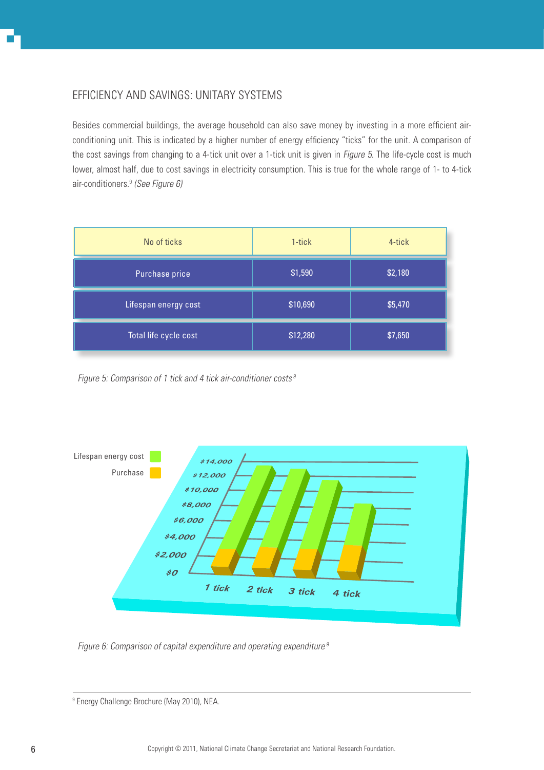## EFFICIENCY AND SAVINGS: UNITARY SYSTEMS

Besides commercial buildings, the average household can also save money by investing in a more efficient air-conditioning unit. This is indicated by a higher number of energy efficiency "ticks" for the unit. A comparison of the cost savings from changing to a 4-tick unit over a 1-tick unit is given in *Figure 5*. The life-cycle cost is much lower, almost half, due to cost savings in electricity consumption. This is true for the whole range of 1- to 4-tick air-conditioners.[9] *(See Figure 6)*

| No of ticks | 1-tick | 4-tick |
|---|---|---|
| Purchase price | $1,590 | $2,180 |
| Lifespan energy cost | $10,690 | $5,470 |
| Total life cycle cost | $12,280 | $7,650 |

*Figure 5: Comparison of 1 tick and 4 tick air-conditioner costs*[9]

*Figure 6: Comparison of capital expenditure and operating expenditure*[9]

[9] Energy Challenge Brochure (May 2010), NEA.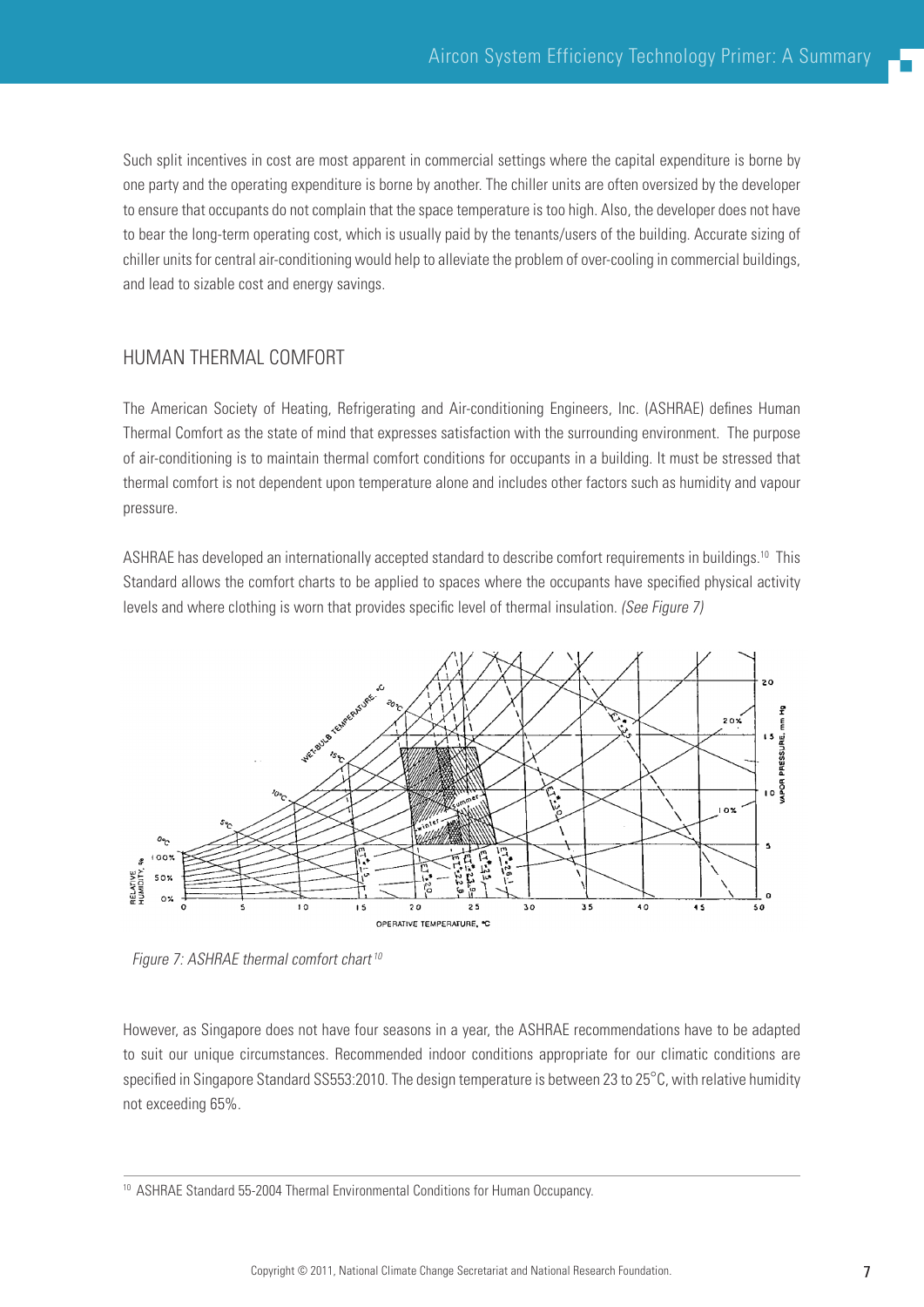Such split incentives in cost are most apparent in commercial settings where the capital expenditure is borne by one party and the operating expenditure is borne by another. The chiller units are often oversized by the developer to ensure that occupants do not complain that the space temperature is too high. Also, the developer does not have to bear the long-term operating cost, which is usually paid by the tenants/users of the building. Accurate sizing of chiller units for central air-conditioning would help to alleviate the problem of over-cooling in commercial buildings, and lead to sizable cost and energy savings.

## HUMAN THERMAL COMFORT

The American Society of Heating, Refrigerating and Air-conditioning Engineers, Inc. (ASHRAE) defines Human Thermal Comfort as the state of mind that expresses satisfaction with the surrounding environment. The purpose of air-conditioning is to maintain thermal comfort conditions for occupants in a building. It must be stressed that thermal comfort is not dependent upon temperature alone and includes other factors such as humidity and vapour pressure.

ASHRAE has developed an internationally accepted standard to describe comfort requirements in buildings.[10] This Standard allows the comfort charts to be applied to spaces where the occupants have specified physical activity levels and where clothing is worn that provides specific level of thermal insulation. *(See Figure 7)*

*Figure 7: ASHRAE thermal comfort chart*[10]

However, as Singapore does not have four seasons in a year, the ASHRAE recommendations have to be adapted to suit our unique circumstances. Recommended indoor conditions appropriate for our climatic conditions are specified in Singapore Standard SS553:2010. The design temperature is between 23 to 25°C, with relative humidity not exceeding 65%.

---

[10] ASHRAE Standard 55-2004 Thermal Environmental Conditions for Human Occupancy.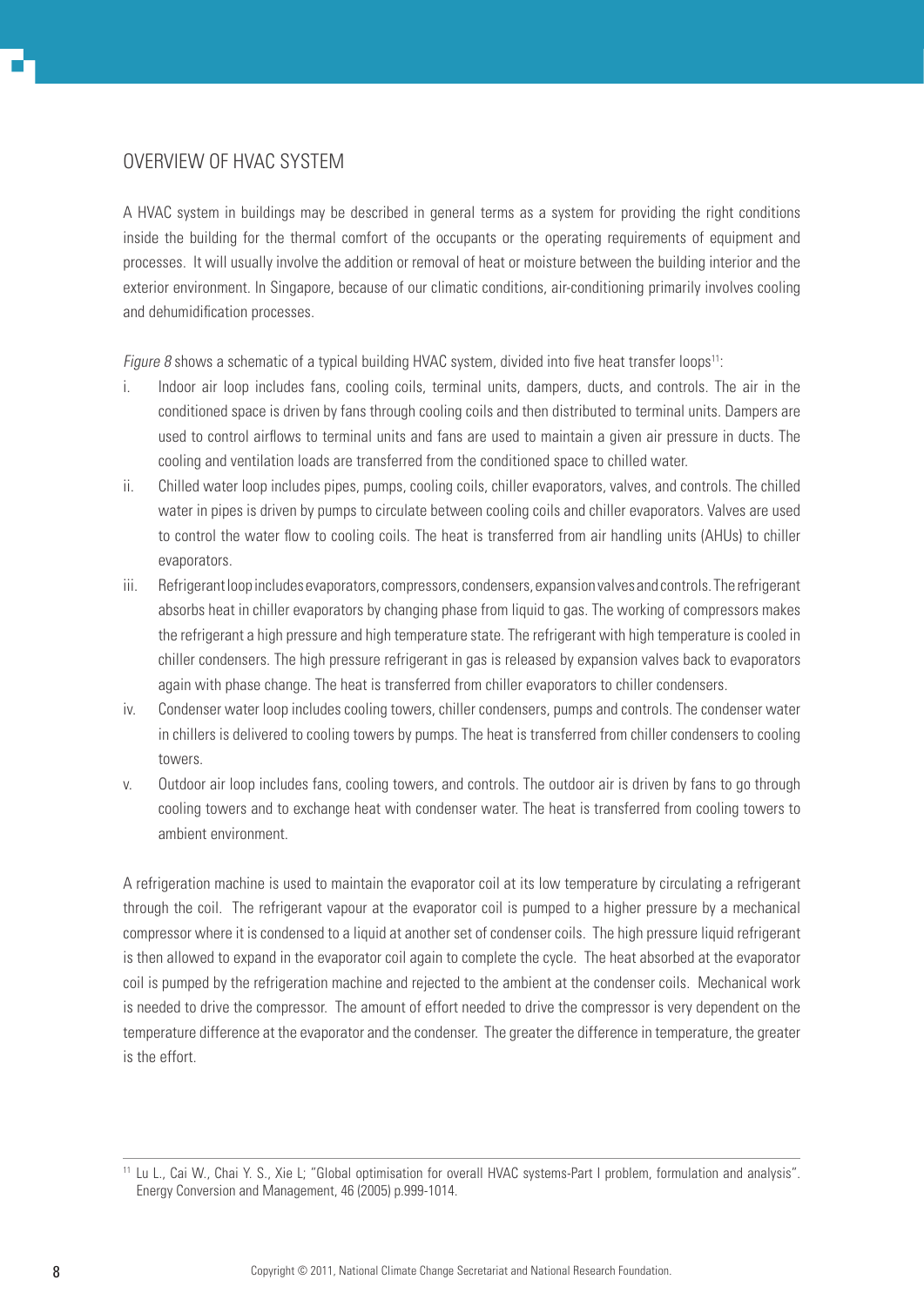## OVERVIEW OF HVAC SYSTEM

A HVAC system in buildings may be described in general terms as a system for providing the right conditions inside the building for the thermal comfort of the occupants or the operating requirements of equipment and processes. It will usually involve the addition or removal of heat or moisture between the building interior and the exterior environment. In Singapore, because of our climatic conditions, air-conditioning primarily involves cooling and dehumidification processes.

*Figure 8* shows a schematic of a typical building HVAC system, divided into five heat transfer loops[11]:

i. Indoor air loop includes fans, cooling coils, terminal units, dampers, ducts, and controls. The air in the conditioned space is driven by fans through cooling coils and then distributed to terminal units. Dampers are used to control airflows to terminal units and fans are used to maintain a given air pressure in ducts. The cooling and ventilation loads are transferred from the conditioned space to chilled water.

ii. Chilled water loop includes pipes, pumps, cooling coils, chiller evaporators, valves, and controls. The chilled water in pipes is driven by pumps to circulate between cooling coils and chiller evaporators. Valves are used to control the water flow to cooling coils. The heat is transferred from air handling units (AHUs) to chiller evaporators.

iii. Refrigerant loop includes evaporators, compressors, condensers, expansion valves and controls. The refrigerant absorbs heat in chiller evaporators by changing phase from liquid to gas. The working of compressors makes the refrigerant a high pressure and high temperature state. The refrigerant with high temperature is cooled in chiller condensers. The high pressure refrigerant in gas is released by expansion valves back to evaporators again with phase change. The heat is transferred from chiller evaporators to chiller condensers.

iv. Condenser water loop includes cooling towers, chiller condensers, pumps and controls. The condenser water in chillers is delivered to cooling towers by pumps. The heat is transferred from chiller condensers to cooling towers.

v. Outdoor air loop includes fans, cooling towers, and controls. The outdoor air is driven by fans to go through cooling towers and to exchange heat with condenser water. The heat is transferred from cooling towers to ambient environment.

A refrigeration machine is used to maintain the evaporator coil at its low temperature by circulating a refrigerant through the coil. The refrigerant vapour at the evaporator coil is pumped to a higher pressure by a mechanical compressor where it is condensed to a liquid at another set of condenser coils. The high pressure liquid refrigerant is then allowed to expand in the evaporator coil again to complete the cycle. The heat absorbed at the evaporator coil is pumped by the refrigeration machine and rejected to the ambient at the condenser coils. Mechanical work is needed to drive the compressor. The amount of effort needed to drive the compressor is very dependent on the temperature difference at the evaporator and the condenser. The greater the difference in temperature, the greater is the effort.

---

[11] Lu L., Cai W., Chai Y. S., Xie L; "Global optimisation for overall HVAC systems-Part I problem, formulation and analysis". Energy Conversion and Management, 46 (2005) p.999-1014.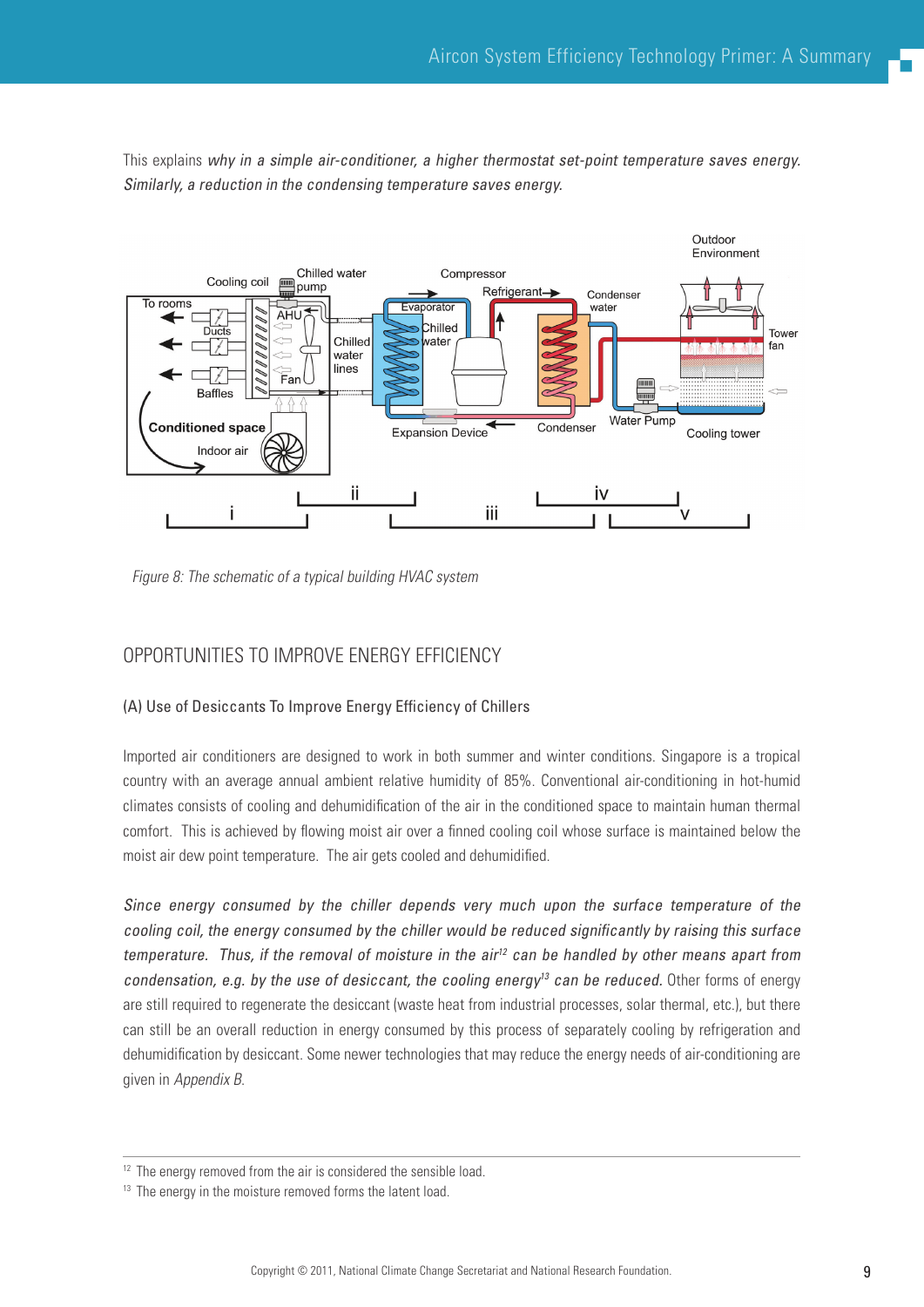This explains *why in a simple air-conditioner, a higher thermostat set-point temperature saves energy. Similarly, a reduction in the condensing temperature saves energy.*

*Figure 8: The schematic of a typical building HVAC system*

## OPPORTUNITIES TO IMPROVE ENERGY EFFICIENCY

### (A) Use of Desiccants To Improve Energy Efficiency of Chillers

Imported air conditioners are designed to work in both summer and winter conditions. Singapore is a tropical country with an average annual ambient relative humidity of 85%. Conventional air-conditioning in hot-humid climates consists of cooling and dehumidification of the air in the conditioned space to maintain human thermal comfort. This is achieved by flowing moist air over a finned cooling coil whose surface is maintained below the moist air dew point temperature. The air gets cooled and dehumidified.

*Since energy consumed by the chiller depends very much upon the surface temperature of the cooling coil, the energy consumed by the chiller would be reduced significantly by raising this surface temperature. Thus, if the removal of moisture in the air[12] can be handled by other means apart from condensation, e.g. by the use of desiccant, the cooling energy[13] can be reduced.* Other forms of energy are still required to regenerate the desiccant (waste heat from industrial processes, solar thermal, etc.), but there can still be an overall reduction in energy consumed by this process of separately cooling by refrigeration and dehumidification by desiccant. Some newer technologies that may reduce the energy needs of air-conditioning are given in *Appendix B*.

---

[12] The energy removed from the air is considered the sensible load.

[13] The energy in the moisture removed forms the latent load.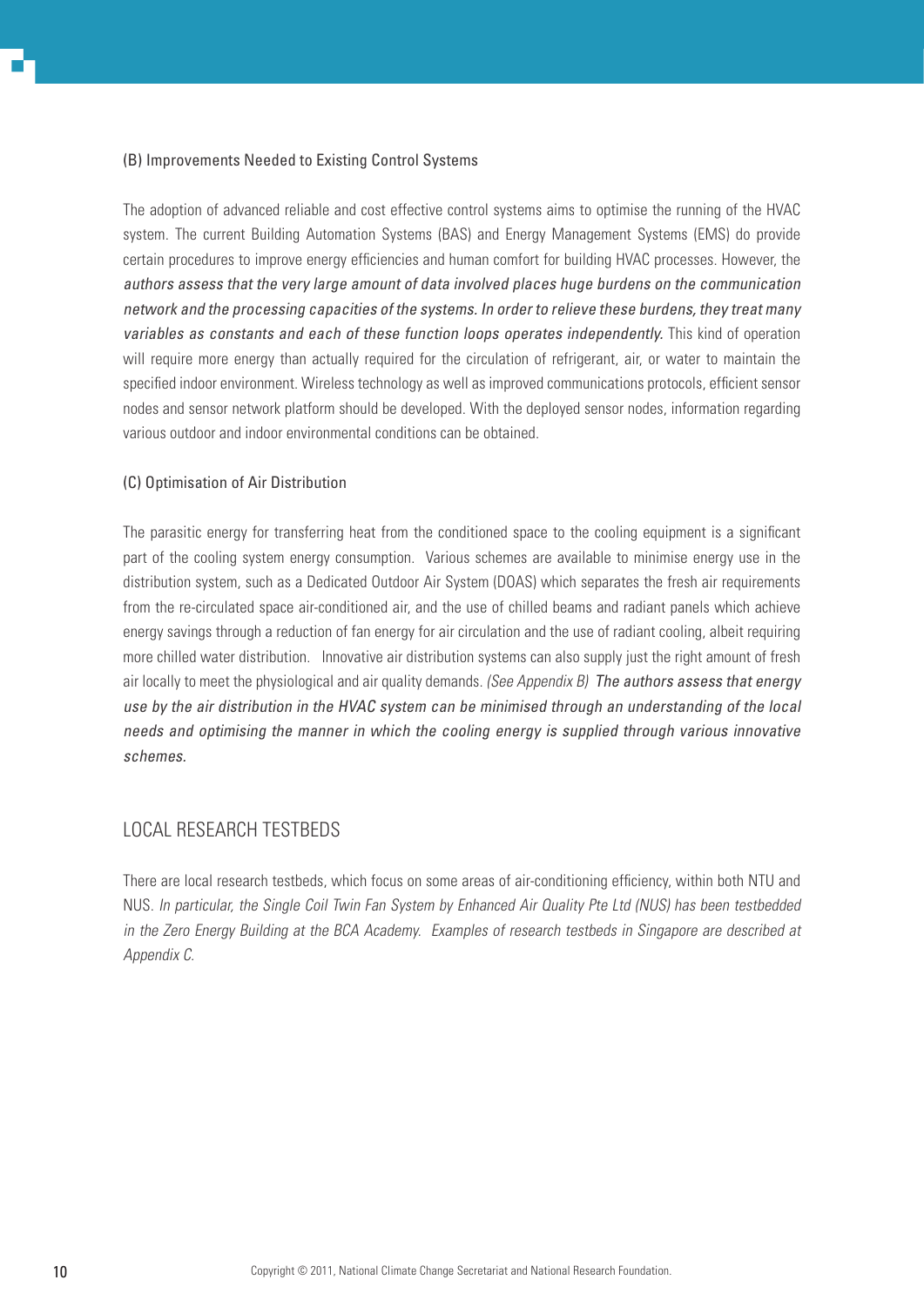### (B) Improvements Needed to Existing Control Systems

The adoption of advanced reliable and cost effective control systems aims to optimise the running of the HVAC system. The current Building Automation Systems (BAS) and Energy Management Systems (EMS) do provide certain procedures to improve energy efficiencies and human comfort for building HVAC processes. However, the *authors assess that the very large amount of data involved places huge burdens on the communication network and the processing capacities of the systems. In order to relieve these burdens, they treat many variables as constants and each of these function loops operates independently.* This kind of operation will require more energy than actually required for the circulation of refrigerant, air, or water to maintain the specified indoor environment. Wireless technology as well as improved communications protocols, efficient sensor nodes and sensor network platform should be developed. With the deployed sensor nodes, information regarding various outdoor and indoor environmental conditions can be obtained.

### (C) Optimisation of Air Distribution

The parasitic energy for transferring heat from the conditioned space to the cooling equipment is a significant part of the cooling system energy consumption. Various schemes are available to minimise energy use in the distribution system, such as a Dedicated Outdoor Air System (DOAS) which separates the fresh air requirements from the re-circulated space air-conditioned air, and the use of chilled beams and radiant panels which achieve energy savings through a reduction of fan energy for air circulation and the use of radiant cooling, albeit requiring more chilled water distribution. Innovative air distribution systems can also supply just the right amount of fresh air locally to meet the physiological and air quality demands. *(See Appendix B) The authors assess that energy use by the air distribution in the HVAC system can be minimised through an understanding of the local needs and optimising the manner in which the cooling energy is supplied through various innovative schemes.*

## LOCAL RESEARCH TESTBEDS

There are local research testbeds, which focus on some areas of air-conditioning efficiency, within both NTU and NUS. *In particular, the Single Coil Twin Fan System by Enhanced Air Quality Pte Ltd (NUS) has been testbedded in the Zero Energy Building at the BCA Academy. Examples of research testbeds in Singapore are described at Appendix C.*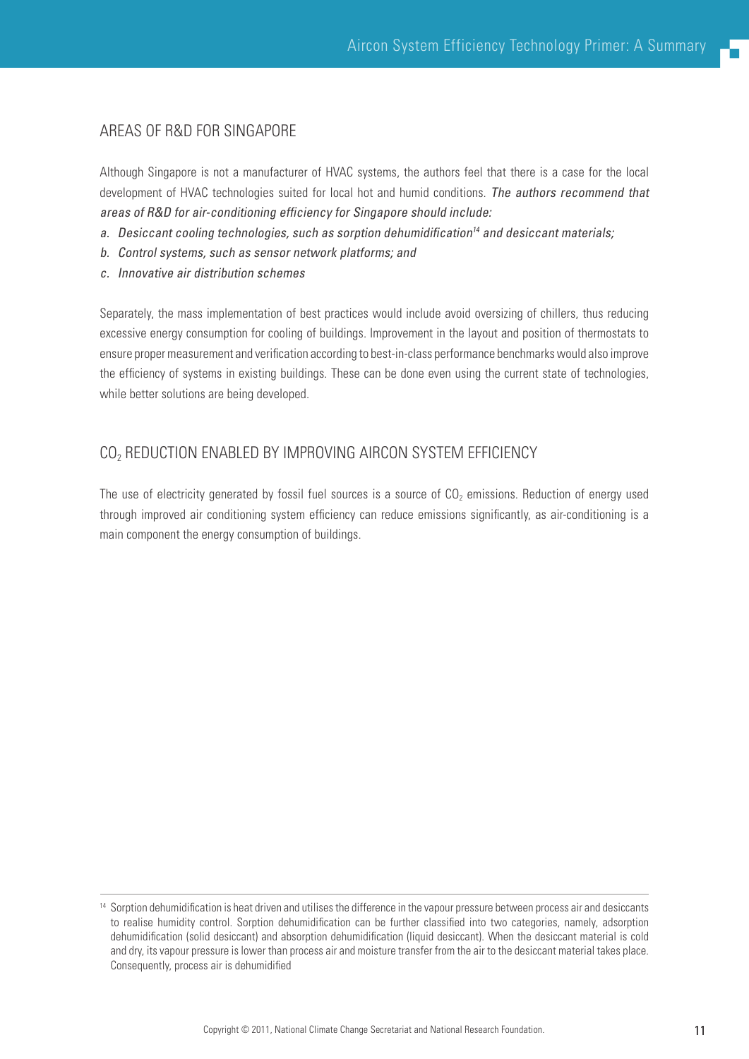## AREAS OF R&D FOR SINGAPORE

Although Singapore is not a manufacturer of HVAC systems, the authors feel that there is a case for the local development of HVAC technologies suited for local hot and humid conditions. *The authors recommend that areas of R&D for air-conditioning efficiency for Singapore should include:*

*a. Desiccant cooling technologies, such as sorption dehumidification[14] and desiccant materials;*

*b. Control systems, such as sensor network platforms; and*

*c. Innovative air distribution schemes*

Separately, the mass implementation of best practices would include avoid oversizing of chillers, thus reducing excessive energy consumption for cooling of buildings. Improvement in the layout and position of thermostats to ensure proper measurement and verification according to best-in-class performance benchmarks would also improve the efficiency of systems in existing buildings. These can be done even using the current state of technologies, while better solutions are being developed.

## $CO_2$ REDUCTION ENABLED BY IMPROVING AIRCON SYSTEM EFFICIENCY

The use of electricity generated by fossil fuel sources is a source of $CO_2$ emissions. Reduction of energy used through improved air conditioning system efficiency can reduce emissions significantly, as air-conditioning is a main component the energy consumption of buildings.

---

[14] Sorption dehumidification is heat driven and utilises the difference in the vapour pressure between process air and desiccants to realise humidity control. Sorption dehumidification can be further classified into two categories, namely, adsorption dehumidification (solid desiccant) and absorption dehumidification (liquid desiccant). When the desiccant material is cold and dry, its vapour pressure is lower than process air and moisture transfer from the air to the desiccant material takes place. Consequently, process air is dehumidified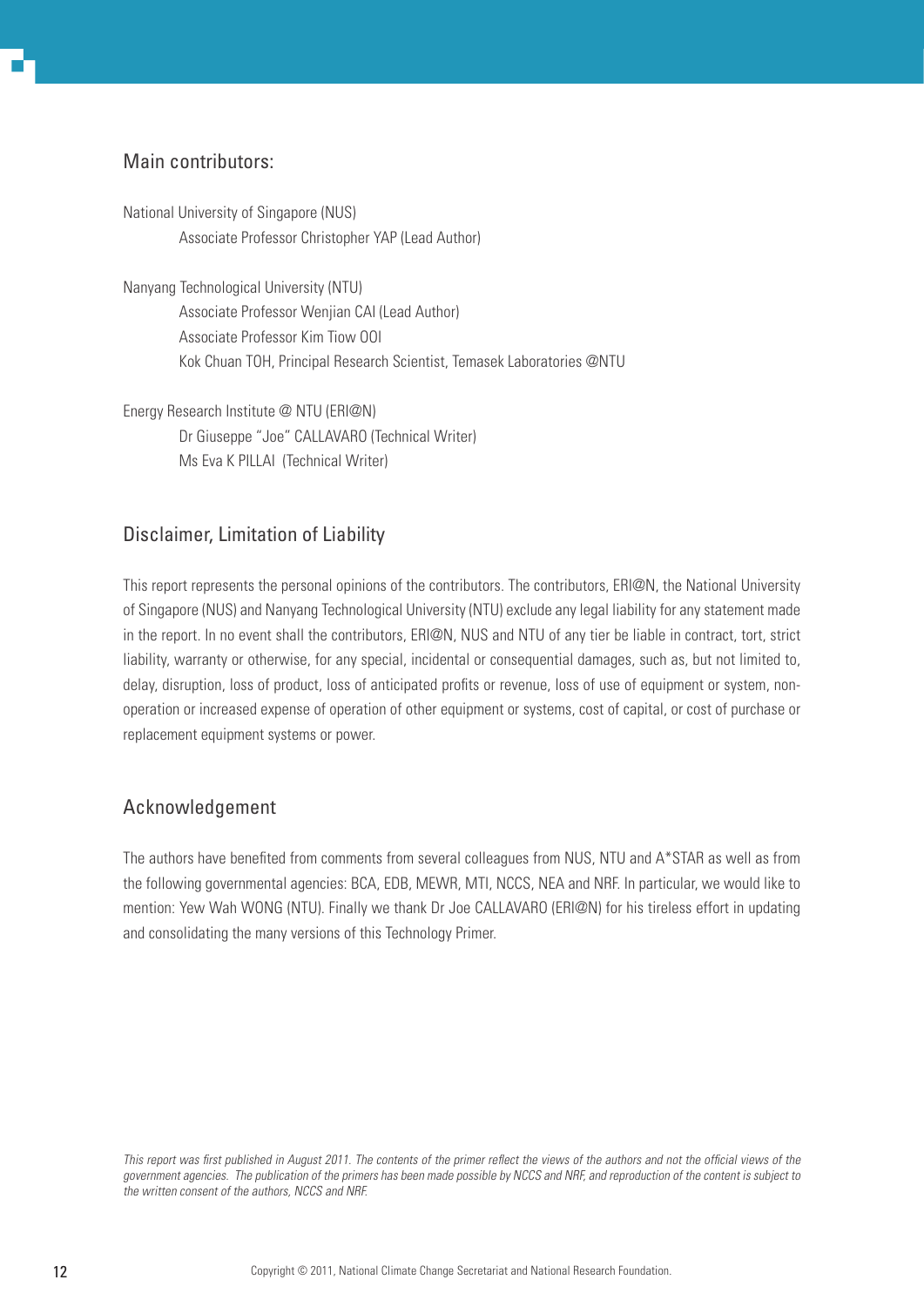## Main contributors:

National University of Singapore (NUS)

Associate Professor Christopher YAP (Lead Author)

Nanyang Technological University (NTU)

Associate Professor Wenjian CAI (Lead Author)
Associate Professor Kim Tiow OOI
Kok Chuan TOH, Principal Research Scientist, Temasek Laboratories @NTU

Energy Research Institute @ NTU (ERI@N)

Dr Giuseppe "Joe" CALLAVARO (Technical Writer)
Ms Eva K PILLAI (Technical Writer)

## Disclaimer, Limitation of Liability

This report represents the personal opinions of the contributors. The contributors, ERI@N, the National University of Singapore (NUS) and Nanyang Technological University (NTU) exclude any legal liability for any statement made in the report. In no event shall the contributors, ERI@N, NUS and NTU of any tier be liable in contract, tort, strict liability, warranty or otherwise, for any special, incidental or consequential damages, such as, but not limited to, delay, disruption, loss of product, loss of anticipated profits or revenue, loss of use of equipment or system, non-operation or increased expense of operation of other equipment or systems, cost of capital, or cost of purchase or replacement equipment systems or power.

## Acknowledgement

The authors have benefited from comments from several colleagues from NUS, NTU and A*STAR as well as from the following governmental agencies: BCA, EDB, MEWR, MTI, NCCS, NEA and NRF. In particular, we would like to mention: Yew Wah WONG (NTU). Finally we thank Dr Joe CALLAVARO (ERI@N) for his tireless effort in updating and consolidating the many versions of this Technology Primer.

*This report was first published in August 2011. The contents of the primer reflect the views of the authors and not the official views of the government agencies. The publication of the primers has been made possible by NCCS and NRF, and reproduction of the content is subject to the written consent of the authors, NCCS and NRF.*

Copyright © 2011, National Climate Change Secretariat and National Research Foundation.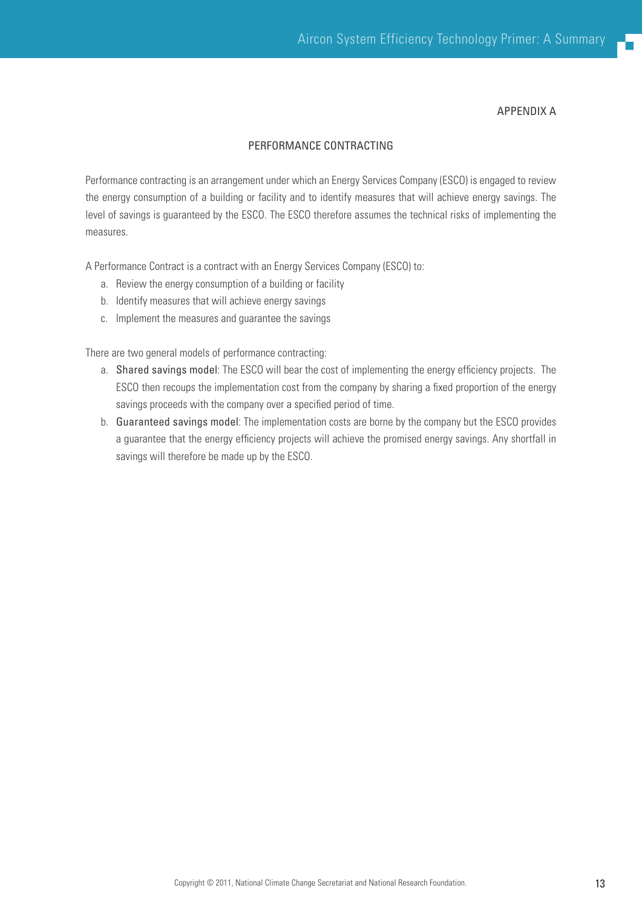APPENDIX A

## PERFORMANCE CONTRACTING

Performance contracting is an arrangement under which an Energy Services Company (ESCO) is engaged to review the energy consumption of a building or facility and to identify measures that will achieve energy savings. The level of savings is guaranteed by the ESCO. The ESCO therefore assumes the technical risks of implementing the measures.

A Performance Contract is a contract with an Energy Services Company (ESCO) to:

a. Review the energy consumption of a building or facility
b. Identify measures that will achieve energy savings
c. Implement the measures and guarantee the savings

There are two general models of performance contracting:

a. Shared savings model: The ESCO will bear the cost of implementing the energy efficiency projects. The ESCO then recoups the implementation cost from the company by sharing a fixed proportion of the energy savings proceeds with the company over a specified period of time.
b. Guaranteed savings model: The implementation costs are borne by the company but the ESCO provides a guarantee that the energy efficiency projects will achieve the promised energy savings. Any shortfall in savings will therefore be made up by the ESCO.

Copyright © 2011, National Climate Change Secretariat and National Research Foundation.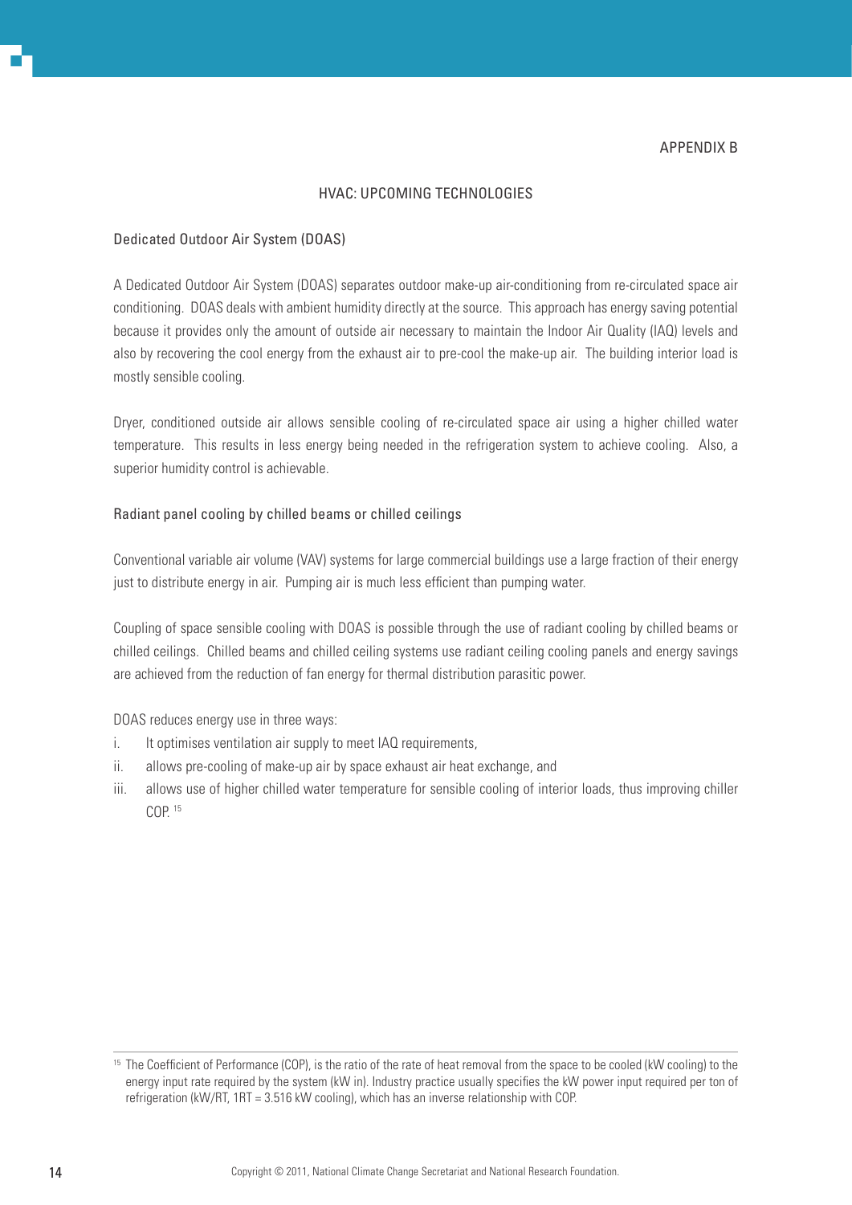APPENDIX B

## HVAC: UPCOMING TECHNOLOGIES

### Dedicated Outdoor Air System (DOAS)

A Dedicated Outdoor Air System (DOAS) separates outdoor make-up air-conditioning from re-circulated space air conditioning. DOAS deals with ambient humidity directly at the source. This approach has energy saving potential because it provides only the amount of outside air necessary to maintain the Indoor Air Quality (IAQ) levels and also by recovering the cool energy from the exhaust air to pre-cool the make-up air. The building interior load is mostly sensible cooling.

Dryer, conditioned outside air allows sensible cooling of re-circulated space air using a higher chilled water temperature. This results in less energy being needed in the refrigeration system to achieve cooling. Also, a superior humidity control is achievable.

### Radiant panel cooling by chilled beams or chilled ceilings

Conventional variable air volume (VAV) systems for large commercial buildings use a large fraction of their energy just to distribute energy in air. Pumping air is much less efficient than pumping water.

Coupling of space sensible cooling with DOAS is possible through the use of radiant cooling by chilled beams or chilled ceilings. Chilled beams and chilled ceiling systems use radiant ceiling cooling panels and energy savings are achieved from the reduction of fan energy for thermal distribution parasitic power.

DOAS reduces energy use in three ways:

i. It optimises ventilation air supply to meet IAQ requirements,
ii. allows pre-cooling of make-up air by space exhaust air heat exchange, and
iii. allows use of higher chilled water temperature for sensible cooling of interior loads, thus improving chiller COP. [15]

---

[15] The Coefficient of Performance (COP), is the ratio of the rate of heat removal from the space to be cooled (kW cooling) to the energy input rate required by the system (kW in). Industry practice usually specifies the kW power input required per ton of refrigeration (kW/RT, 1RT = 3.516 kW cooling), which has an inverse relationship with COP.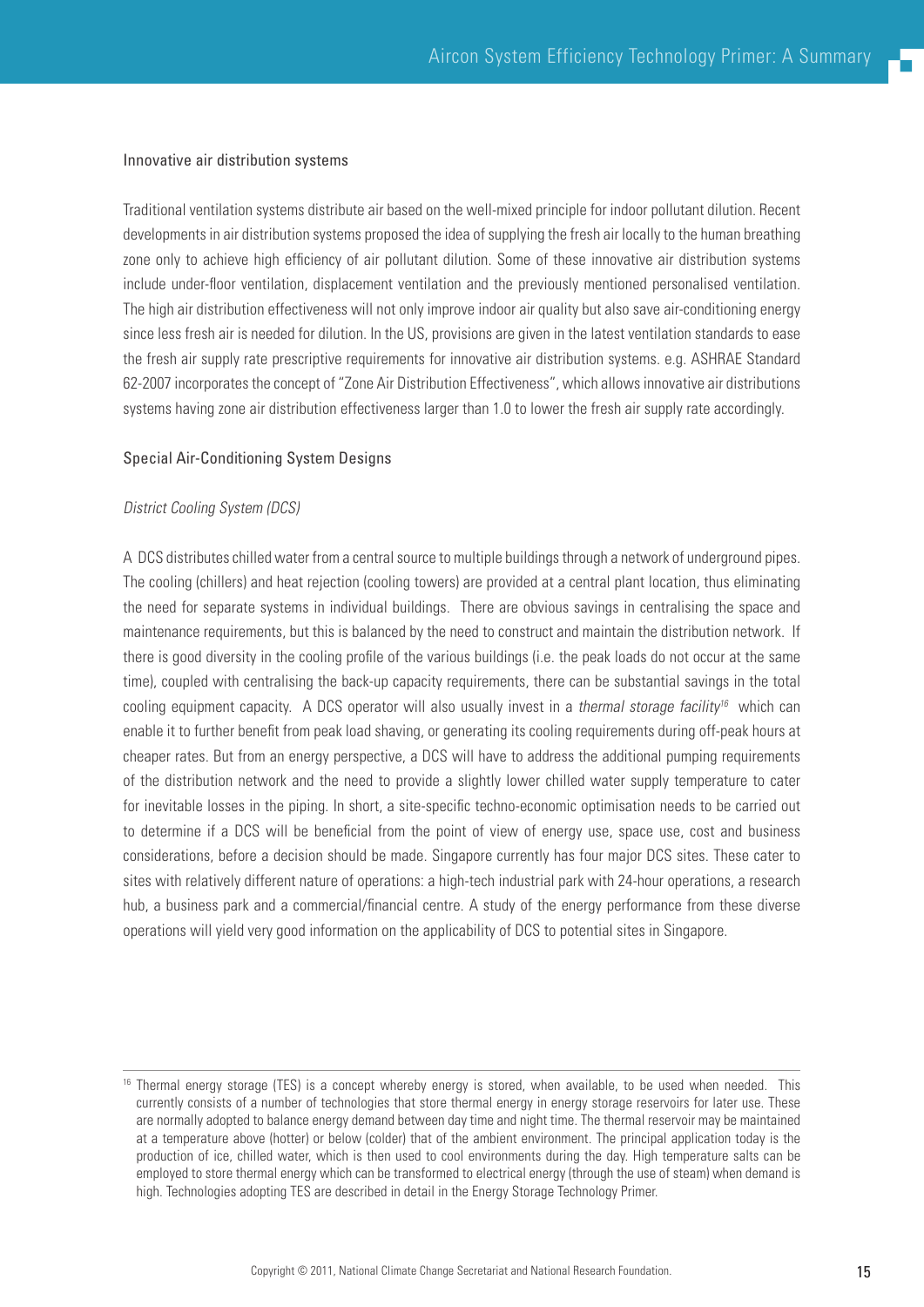### Innovative air distribution systems

Traditional ventilation systems distribute air based on the well-mixed principle for indoor pollutant dilution. Recent developments in air distribution systems proposed the idea of supplying the fresh air locally to the human breathing zone only to achieve high efficiency of air pollutant dilution. Some of these innovative air distribution systems include under-floor ventilation, displacement ventilation and the previously mentioned personalised ventilation. The high air distribution effectiveness will not only improve indoor air quality but also save air-conditioning energy since less fresh air is needed for dilution. In the US, provisions are given in the latest ventilation standards to ease the fresh air supply rate prescriptive requirements for innovative air distribution systems. e.g. ASHRAE Standard 62-2007 incorporates the concept of "Zone Air Distribution Effectiveness", which allows innovative air distributions systems having zone air distribution effectiveness larger than 1.0 to lower the fresh air supply rate accordingly.

### Special Air-Conditioning System Designs

*District Cooling System (DCS)*

A DCS distributes chilled water from a central source to multiple buildings through a network of underground pipes. The cooling (chillers) and heat rejection (cooling towers) are provided at a central plant location, thus eliminating the need for separate systems in individual buildings. There are obvious savings in centralising the space and maintenance requirements, but this is balanced by the need to construct and maintain the distribution network. If there is good diversity in the cooling profile of the various buildings (i.e. the peak loads do not occur at the same time), coupled with centralising the back-up capacity requirements, there can be substantial savings in the total cooling equipment capacity. A DCS operator will also usually invest in a *thermal storage facility*[16] which can enable it to further benefit from peak load shaving, or generating its cooling requirements during off-peak hours at cheaper rates. But from an energy perspective, a DCS will have to address the additional pumping requirements of the distribution network and the need to provide a slightly lower chilled water supply temperature to cater for inevitable losses in the piping. In short, a site-specific techno-economic optimisation needs to be carried out to determine if a DCS will be beneficial from the point of view of energy use, space use, cost and business considerations, before a decision should be made. Singapore currently has four major DCS sites. These cater to sites with relatively different nature of operations: a high-tech industrial park with 24-hour operations, a research hub, a business park and a commercial/financial centre. A study of the energy performance from these diverse operations will yield very good information on the applicability of DCS to potential sites in Singapore.

---

[16] Thermal energy storage (TES) is a concept whereby energy is stored, when available, to be used when needed. This currently consists of a number of technologies that store thermal energy in energy storage reservoirs for later use. These are normally adopted to balance energy demand between day time and night time. The thermal reservoir may be maintained at a temperature above (hotter) or below (colder) that of the ambient environment. The principal application today is the production of ice, chilled water, which is then used to cool environments during the day. High temperature salts can be employed to store thermal energy which can be transformed to electrical energy (through the use of steam) when demand is high. Technologies adopting TES are described in detail in the Energy Storage Technology Primer.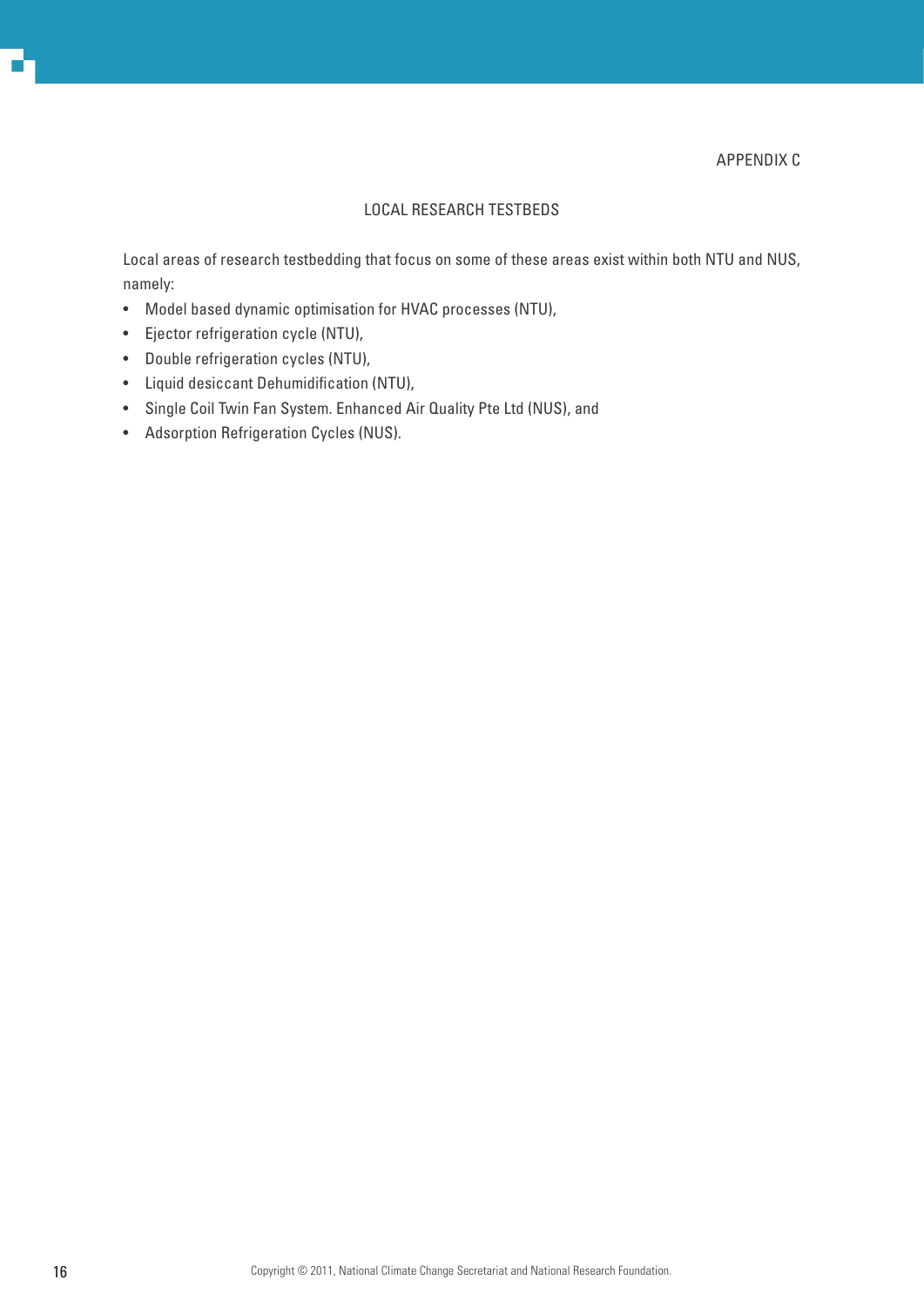APPENDIX C

## LOCAL RESEARCH TESTBEDS

Local areas of research testbedding that focus on some of these areas exist within both NTU and NUS, namely:

- Model based dynamic optimisation for HVAC processes (NTU),
- Ejector refrigeration cycle (NTU),
- Double refrigeration cycles (NTU),
- Liquid desiccant Dehumidification (NTU),
- Single Coil Twin Fan System. Enhanced Air Quality Pte Ltd (NUS), and
- Adsorption Refrigeration Cycles (NUS).

Copyright © 2011, National Climate Change Secretariat and National Research Foundation.